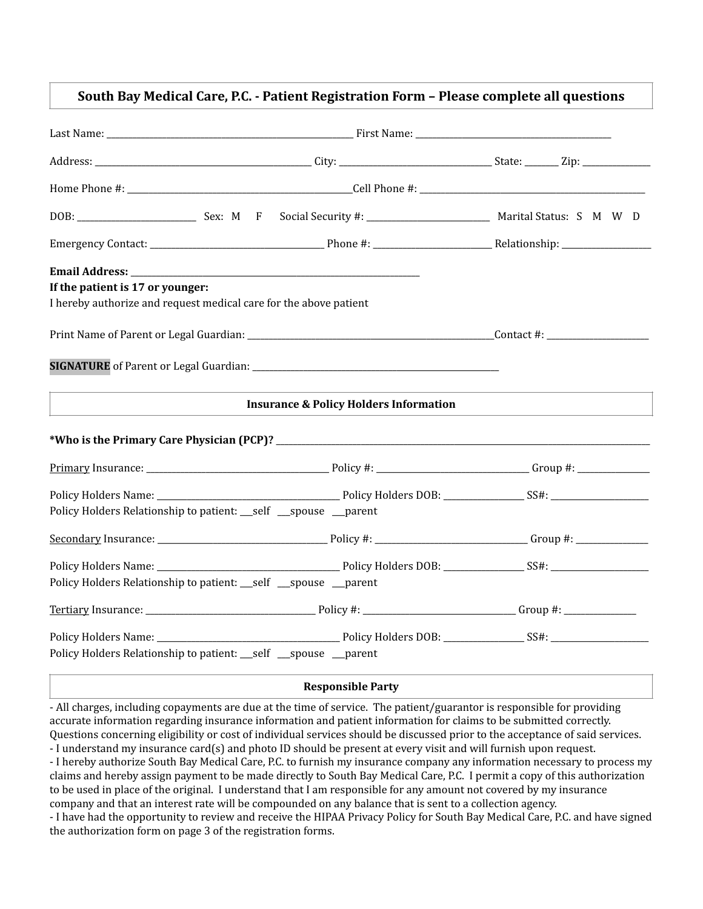## South Bay Medical Care, P.C. - Patient Registration Form – Please complete all questions

Last Name: ______________________________ First Name: ______________________________

Address: ______________________________ City: ______________________ State: _______ Zip: ___________

Home Phone #: ______________________________ Cell Phone #: ______________________________

DOB: __________________ Sex: M F Social Security #: ____________________ Marital Status: S M W D

Emergency Contact: ______________________ Phone #: __________________ Relationship: ______________

**Email Address:** ______________________________

**If the patient is 17 or younger:**

I hereby authorize and request medical care for the above patient

Print Name of Parent or Legal Guardian: ______________________________ Contact #: _______________

**SIGNATURE** of Parent or Legal Guardian: ______________________________

### Insurance & Policy Holders Information

**\*Who is the Primary Care Physician (PCP)?** ______________________________

Primary Insurance: ______________________ Policy #: ____________________ Group #: __________

Policy Holders Name: ______________________ Policy Holders DOB: ___________ SS#: ______________

Policy Holders Relationship to patient: ___self ___spouse ___parent

Secondary Insurance: ______________________ Policy #: ____________________ Group #: __________

Policy Holders Name: ______________________ Policy Holders DOB: ___________ SS#: ______________

Policy Holders Relationship to patient: ___self ___spouse ___parent

Tertiary Insurance: ______________________ Policy #: ____________________ Group #: __________

Policy Holders Name: ______________________ Policy Holders DOB: ___________ SS#: ______________

Policy Holders Relationship to patient: ___self ___spouse ___parent

### Responsible Party

- All charges, including copayments are due at the time of service. The patient/guarantor is responsible for providing accurate information regarding insurance information and patient information for claims to be submitted correctly. Questions concerning eligibility or cost of individual services should be discussed prior to the acceptance of said services.
- I understand my insurance card(s) and photo ID should be present at every visit and will furnish upon request.
- I hereby authorize South Bay Medical Care, P.C. to furnish my insurance company any information necessary to process my claims and hereby assign payment to be made directly to South Bay Medical Care, P.C. I permit a copy of this authorization to be used in place of the original. I understand that I am responsible for any amount not covered by my insurance company and that an interest rate will be compounded on any balance that is sent to a collection agency.
- I have had the opportunity to review and receive the HIPAA Privacy Policy for South Bay Medical Care, P.C. and have signed the authorization form on page 3 of the registration forms.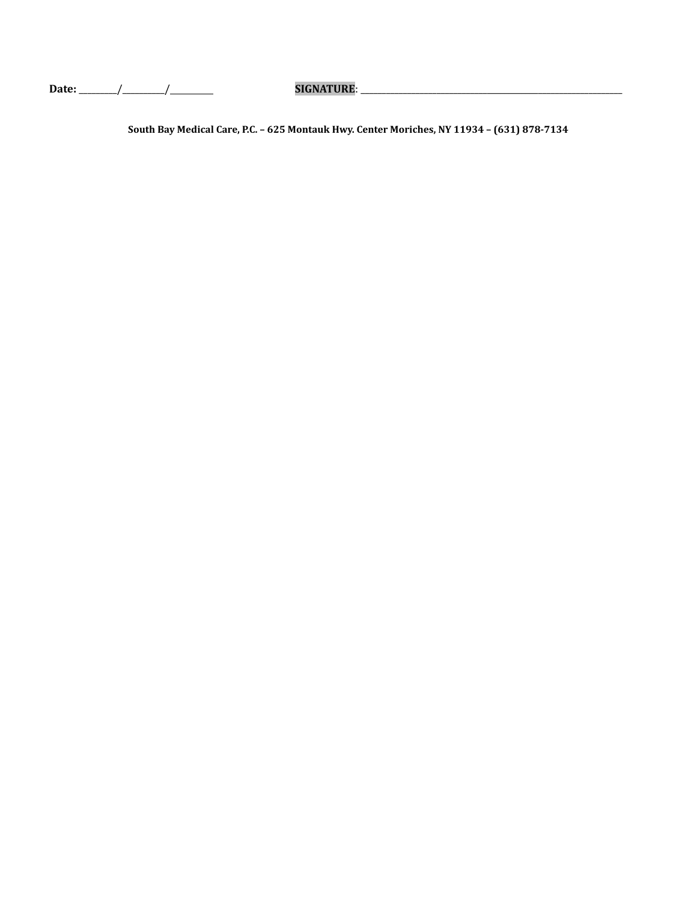**Date:** ________/_________/_________ **SIGNATURE**: ___________________________________________________________

**South Bay Medical Care, P.C. – 625 Montauk Hwy. Center Moriches, NY 11934 – (631) 878-7134**